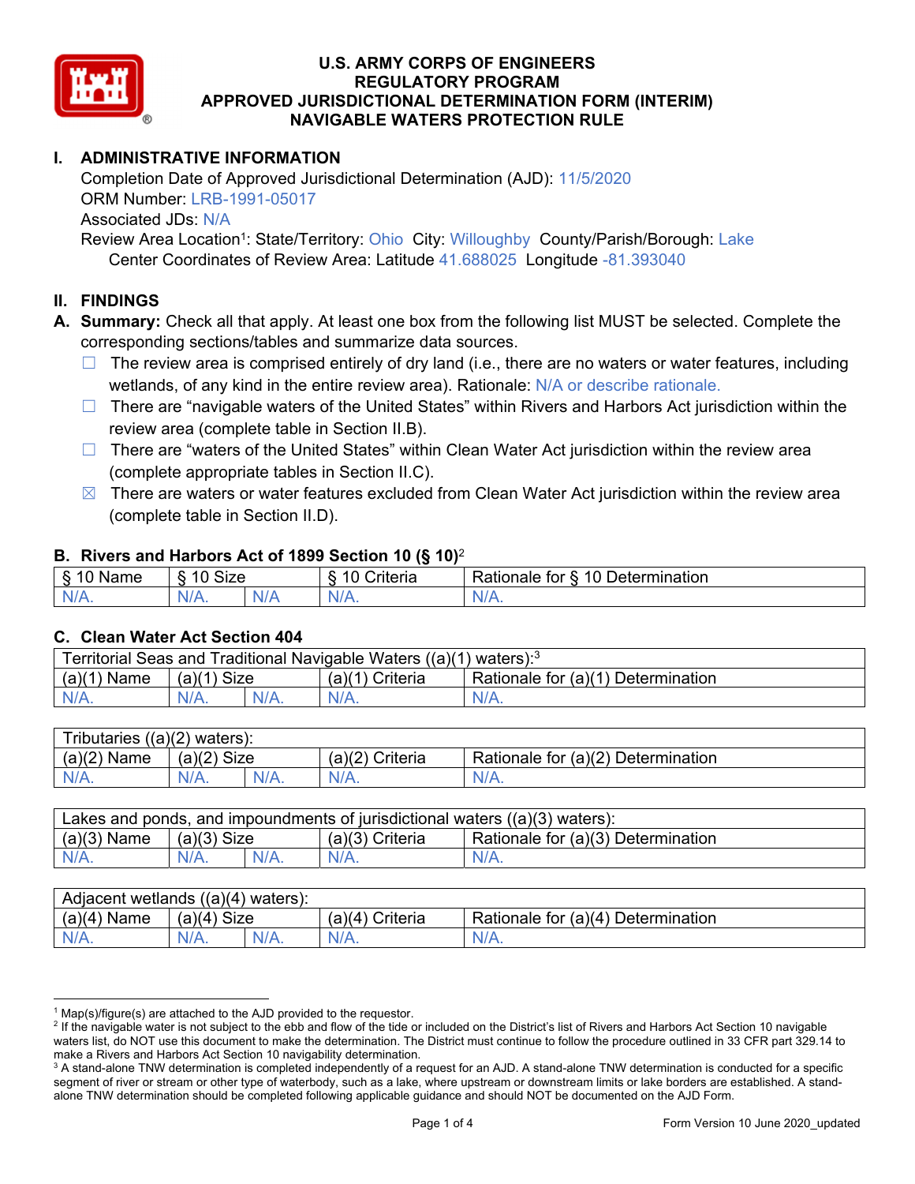# U.S. ARMY CORPS OF ENGINEERS
# REGULATORY PROGRAM
# APPROVED JURISDICTIONAL DETERMINATION FORM (INTERIM)
# NAVIGABLE WATERS PROTECTION RULE

## I. ADMINISTRATIVE INFORMATION

Completion Date of Approved Jurisdictional Determination (AJD): 11/5/2020
ORM Number: LRB-1991-05017
Associated JDs: N/A
Review Area Location[1]: State/Territory: Ohio City: Willoughby County/Parish/Borough: Lake
Center Coordinates of Review Area: Latitude 41.688025 Longitude -81.393040

## II. FINDINGS

**A. Summary:** Check all that apply. At least one box from the following list MUST be selected. Complete the corresponding sections/tables and summarize data sources.

- ☐ The review area is comprised entirely of dry land (i.e., there are no waters or water features, including wetlands, of any kind in the entire review area). Rationale: N/A or describe rationale.
- ☐ There are "navigable waters of the United States" within Rivers and Harbors Act jurisdiction within the review area (complete table in Section II.B).
- ☐ There are "waters of the United States" within Clean Water Act jurisdiction within the review area (complete appropriate tables in Section II.C).
- ☒ There are waters or water features excluded from Clean Water Act jurisdiction within the review area (complete table in Section II.D).

### B. Rivers and Harbors Act of 1899 Section 10 (§ 10)[2]

| § 10 Name | § 10 Size | | § 10 Criteria | Rationale for § 10 Determination |
|---|---|---|---|---|
| N/A. | N/A. | N/A | N/A. | N/A. |

### C. Clean Water Act Section 404

| Territorial Seas and Traditional Navigable Waters ((a)(1) waters):[3] | | | | |
|---|---|---|---|---|
| (a)(1) Name | (a)(1) Size | | (a)(1) Criteria | Rationale for (a)(1) Determination |
| N/A. | N/A. | N/A. | N/A. | N/A. |

| Tributaries ((a)(2) waters): | | | | |
|---|---|---|---|---|
| (a)(2) Name | (a)(2) Size | | (a)(2) Criteria | Rationale for (a)(2) Determination |
| N/A. | N/A. | N/A. | N/A. | N/A. |

| Lakes and ponds, and impoundments of jurisdictional waters ((a)(3) waters): | | | | |
|---|---|---|---|---|
| (a)(3) Name | (a)(3) Size | | (a)(3) Criteria | Rationale for (a)(3) Determination |
| N/A. | N/A. | N/A. | N/A. | N/A. |

| Adjacent wetlands ((a)(4) waters): | | | | |
|---|---|---|---|---|
| (a)(4) Name | (a)(4) Size | | (a)(4) Criteria | Rationale for (a)(4) Determination |
| N/A. | N/A. | N/A. | N/A. | N/A. |

---

[1] Map(s)/figure(s) are attached to the AJD provided to the requestor.
[2] If the navigable water is not subject to the ebb and flow of the tide or included on the District's list of Rivers and Harbors Act Section 10 navigable waters list, do NOT use this document to make the determination. The District must continue to follow the procedure outlined in 33 CFR part 329.14 to make a Rivers and Harbors Act Section 10 navigability determination.
[3] A stand-alone TNW determination is completed independently of a request for an AJD. A stand-alone TNW determination is conducted for a specific segment of river or stream or other type of waterbody, such as a lake, where upstream or downstream limits or lake borders are established. A stand-alone TNW determination should be completed following applicable guidance and should NOT be documented on the AJD Form.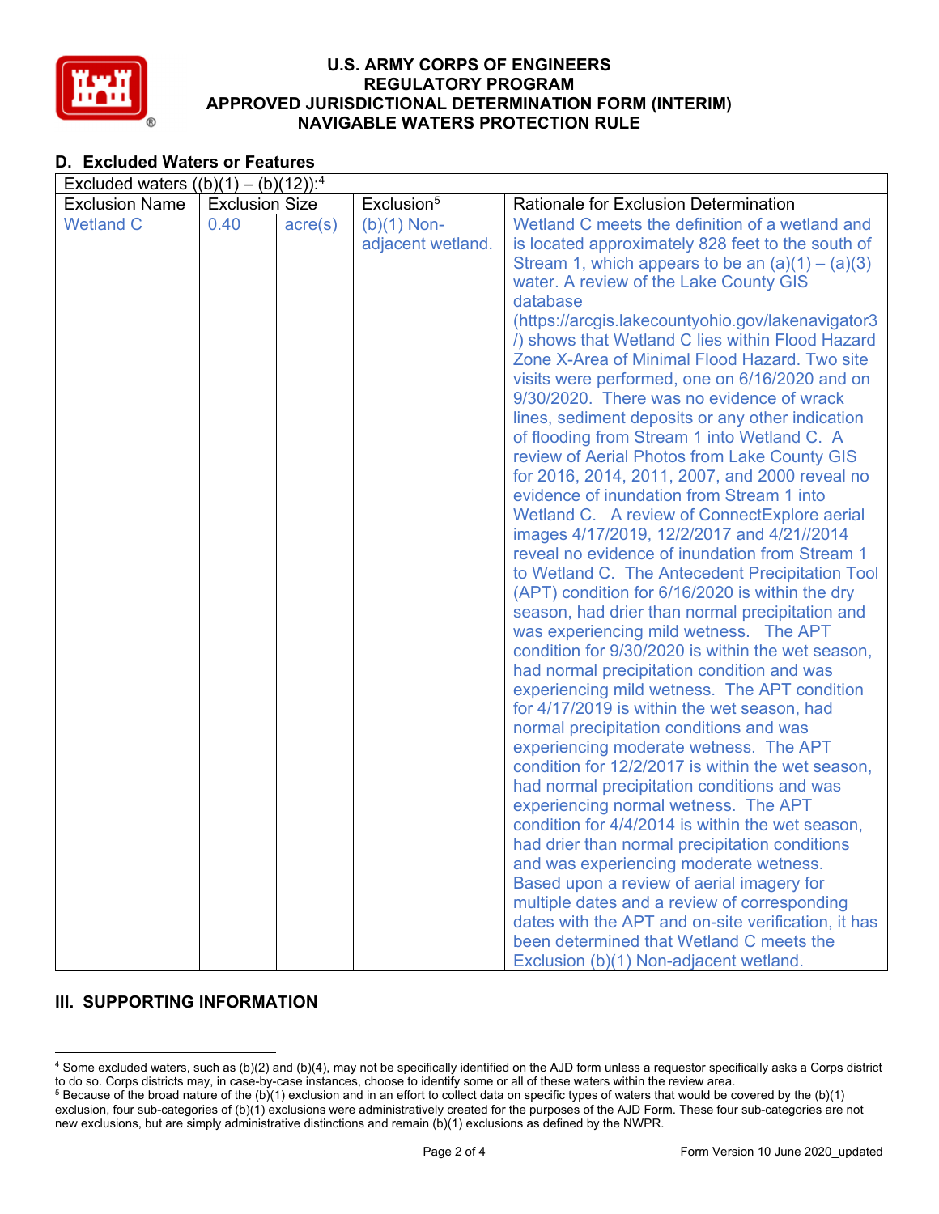## D. Excluded Waters or Features

| Excluded waters ((b)(1) – (b)(12)):[4] | | | | |
|---|---|---|---|---|
| Exclusion Name | Exclusion Size | | Exclusion[5] | Rationale for Exclusion Determination |
| Wetland C | 0.40 | acre(s) | (b)(1) Non-adjacent wetland. | Wetland C meets the definition of a wetland and is located approximately 828 feet to the south of Stream 1, which appears to be an (a)(1) – (a)(3) water. A review of the Lake County GIS database (https://arcgis.lakecountyohio.gov/lakenavigator3/) shows that Wetland C lies within Flood Hazard Zone X-Area of Minimal Flood Hazard. Two site visits were performed, one on 6/16/2020 and on 9/30/2020. There was no evidence of wrack lines, sediment deposits or any other indication of flooding from Stream 1 into Wetland C. A review of Aerial Photos from Lake County GIS for 2016, 2014, 2011, 2007, and 2000 reveal no evidence of inundation from Stream 1 into Wetland C. A review of ConnectExplore aerial images 4/17/2019, 12/2/2017 and 4/21//2014 reveal no evidence of inundation from Stream 1 to Wetland C. The Antecedent Precipitation Tool (APT) condition for 6/16/2020 is within the dry season, had drier than normal precipitation and was experiencing mild wetness. The APT condition for 9/30/2020 is within the wet season, had normal precipitation condition and was experiencing mild wetness. The APT condition for 4/17/2019 is within the wet season, had normal precipitation conditions and was experiencing moderate wetness. The APT condition for 12/2/2017 is within the wet season, had normal precipitation conditions and was experiencing normal wetness. The APT condition for 4/4/2014 is within the wet season, had drier than normal precipitation conditions and was experiencing moderate wetness. Based upon a review of aerial imagery for multiple dates and a review of corresponding dates with the APT and on-site verification, it has been determined that Wetland C meets the Exclusion (b)(1) Non-adjacent wetland. |

## III. SUPPORTING INFORMATION

[4] Some excluded waters, such as (b)(2) and (b)(4), may not be specifically identified on the AJD form unless a requestor specifically asks a Corps district to do so. Corps districts may, in case-by-case instances, choose to identify some or all of these waters within the review area.

[5] Because of the broad nature of the (b)(1) exclusion and in an effort to collect data on specific types of waters that would be covered by the (b)(1) exclusion, four sub-categories of (b)(1) exclusions were administratively created for the purposes of the AJD Form. These four sub-categories are not new exclusions, but are simply administrative distinctions and remain (b)(1) exclusions as defined by the NWPR.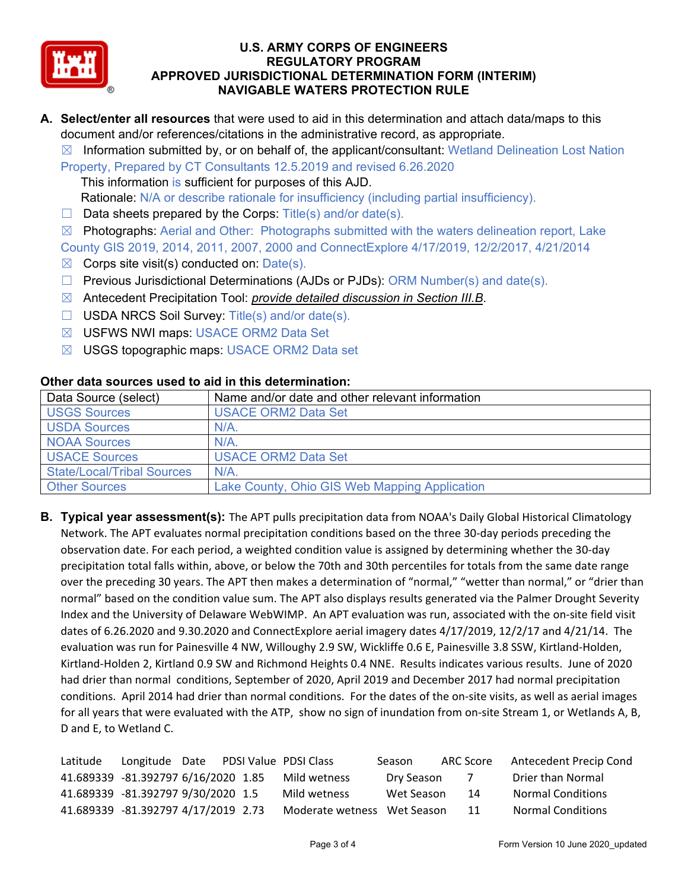# U.S. ARMY CORPS OF ENGINEERS
## REGULATORY PROGRAM
## APPROVED JURISDICTIONAL DETERMINATION FORM (INTERIM)
## NAVIGABLE WATERS PROTECTION RULE

**A. Select/enter all resources** that were used to aid in this determination and attach data/maps to this document and/or references/citations in the administrative record, as appropriate.

☒ Information submitted by, or on behalf of, the applicant/consultant: Wetland Delineation Lost Nation Property, Prepared by CT Consultants 12.5.2019 and revised 6.26.2020

This information is sufficient for purposes of this AJD.

Rationale: N/A or describe rationale for insufficiency (including partial insufficiency).

☐ Data sheets prepared by the Corps: Title(s) and/or date(s).

☒ Photographs: Aerial and Other: Photographs submitted with the waters delineation report, Lake County GIS 2019, 2014, 2011, 2007, 2000 and ConnectExplore 4/17/2019, 12/2/2017, 4/21/2014

☒ Corps site visit(s) conducted on: Date(s).

☐ Previous Jurisdictional Determinations (AJDs or PJDs): ORM Number(s) and date(s).

☒ Antecedent Precipitation Tool: *provide detailed discussion in Section III.B*.

☐ USDA NRCS Soil Survey: Title(s) and/or date(s).

☒ USFWS NWI maps: USACE ORM2 Data Set

☒ USGS topographic maps: USACE ORM2 Data set

**Other data sources used to aid in this determination:**

| Data Source (select) | Name and/or date and other relevant information |
|---|---|
| USGS Sources | USACE ORM2 Data Set |
| USDA Sources | N/A. |
| NOAA Sources | N/A. |
| USACE Sources | USACE ORM2 Data Set |
| State/Local/Tribal Sources | N/A. |
| Other Sources | Lake County, Ohio GIS Web Mapping Application |

**B. Typical year assessment(s):** The APT pulls precipitation data from NOAA's Daily Global Historical Climatology Network. The APT evaluates normal precipitation conditions based on the three 30-day periods preceding the observation date. For each period, a weighted condition value is assigned by determining whether the 30-day precipitation total falls within, above, or below the 70th and 30th percentiles for totals from the same date range over the preceding 30 years. The APT then makes a determination of "normal," "wetter than normal," or "drier than normal" based on the condition value sum. The APT also displays results generated via the Palmer Drought Severity Index and the University of Delaware WebWIMP. An APT evaluation was run, associated with the on-site field visit dates of 6.26.2020 and 9.30.2020 and ConnectExplore aerial imagery dates 4/17/2019, 12/2/17 and 4/21/14. The evaluation was run for Painesville 4 NW, Willoughy 2.9 SW, Wickliffe 0.6 E, Painesville 3.8 SSW, Kirtland-Holden, Kirtland-Holden 2, Kirtland 0.9 SW and Richmond Heights 0.4 NNE. Results indicates various results. June of 2020 had drier than normal conditions, September of 2020, April 2019 and December 2017 had normal precipitation conditions. April 2014 had drier than normal conditions. For the dates of the on-site visits, as well as aerial images for all years that were evaluated with the ATP, show no sign of inundation from on-site Stream 1, or Wetlands A, B, D and E, to Wetland C.

| Latitude | Longitude | Date | PDSI Value | PDSI Class | Season | ARC Score | Antecedent Precip Cond |
|---|---|---|---|---|---|---|---|
| 41.689339 | -81.392797 | 6/16/2020 | 1.85 | Mild wetness | Dry Season | 7 | Drier than Normal |
| 41.689339 | -81.392797 | 9/30/2020 | 1.5 | Mild wetness | Wet Season | 14 | Normal Conditions |
| 41.689339 | -81.392797 | 4/17/2019 | 2.73 | Moderate wetness | Wet Season | 11 | Normal Conditions |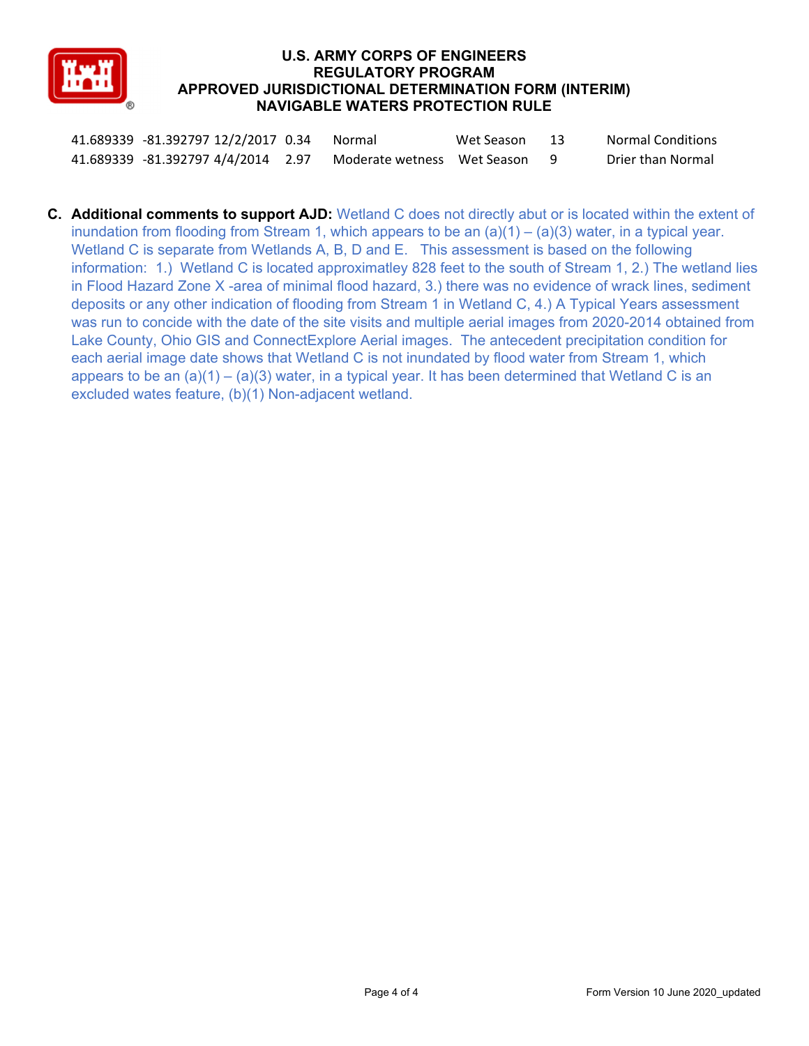| | | | | | | | |
|---|---|---|---|---|---|---|---|
| 41.689339 | -81.392797 | 12/2/2017 | 0.34 | Normal | Wet Season | 13 | Normal Conditions |
| 41.689339 | -81.392797 | 4/4/2014 | 2.97 | Moderate wetness | Wet Season | 9 | Drier than Normal |

**C. Additional comments to support AJD:** Wetland C does not directly abut or is located within the extent of inundation from flooding from Stream 1, which appears to be an (a)(1) – (a)(3) water, in a typical year. Wetland C is separate from Wetlands A, B, D and E. This assessment is based on the following information: 1.) Wetland C is located approximatley 828 feet to the south of Stream 1, 2.) The wetland lies in Flood Hazard Zone X -area of minimal flood hazard, 3.) there was no evidence of wrack lines, sediment deposits or any other indication of flooding from Stream 1 in Wetland C, 4.) A Typical Years assessment was run to concide with the date of the site visits and multiple aerial images from 2020-2014 obtained from Lake County, Ohio GIS and ConnectExplore Aerial images. The antecedent precipitation condition for each aerial image date shows that Wetland C is not inundated by flood water from Stream 1, which appears to be an (a)(1) – (a)(3) water, in a typical year. It has been determined that Wetland C is an excluded wates feature, (b)(1) Non-adjacent wetland.